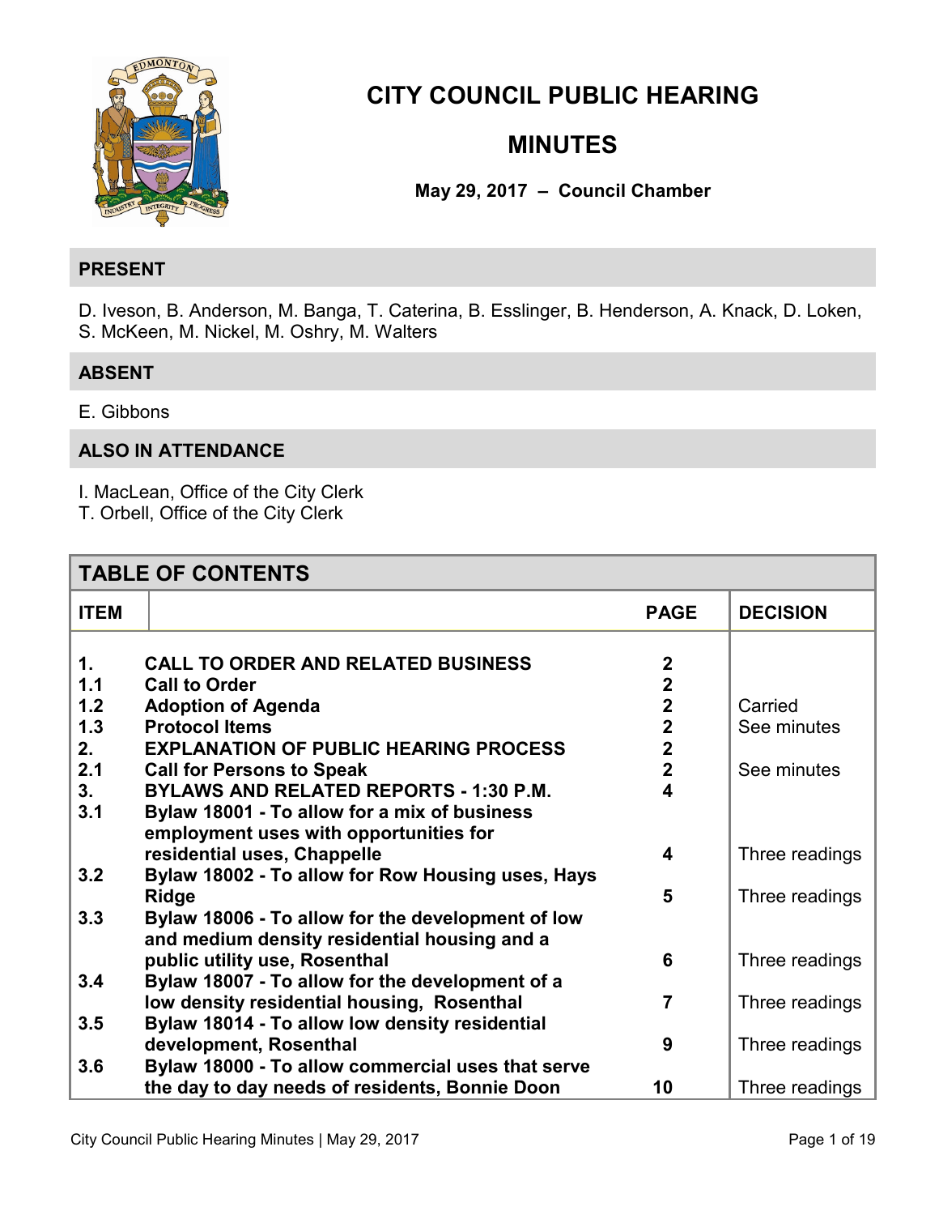# CITY COUNCIL PUBLIC HEARING

# MINUTES

**May 29, 2017 – Council Chamber**

## PRESENT

D. Iveson, B. Anderson, M. Banga, T. Caterina, B. Esslinger, B. Henderson, A. Knack, D. Loken, S. McKeen, M. Nickel, M. Oshry, M. Walters

## ABSENT

E. Gibbons

## ALSO IN ATTENDANCE

I. MacLean, Office of the City Clerk
T. Orbell, Office of the City Clerk

## TABLE OF CONTENTS

| ITEM | | PAGE | DECISION |
|---|---|---|---|
| 1. | **CALL TO ORDER AND RELATED BUSINESS** | 2 | |
| 1.1 | **Call to Order** | 2 | |
| 1.2 | **Adoption of Agenda** | 2 | Carried |
| 1.3 | **Protocol Items** | 2 | See minutes |
| 2. | **EXPLANATION OF PUBLIC HEARING PROCESS** | 2 | |
| 2.1 | **Call for Persons to Speak** | 2 | See minutes |
| 3. | **BYLAWS AND RELATED REPORTS - 1:30 P.M.** | 4 | |
| 3.1 | **Bylaw 18001 - To allow for a mix of business employment uses with opportunities for residential uses, Chappelle** | 4 | Three readings |
| 3.2 | **Bylaw 18002 - To allow for Row Housing uses, Hays Ridge** | 5 | Three readings |
| 3.3 | **Bylaw 18006 - To allow for the development of low and medium density residential housing and a public utility use, Rosenthal** | 6 | Three readings |
| 3.4 | **Bylaw 18007 - To allow for the development of a low density residential housing, Rosenthal** | 7 | Three readings |
| 3.5 | **Bylaw 18014 - To allow low density residential development, Rosenthal** | 9 | Three readings |
| 3.6 | **Bylaw 18000 - To allow commercial uses that serve the day to day needs of residents, Bonnie Doon** | 10 | Three readings |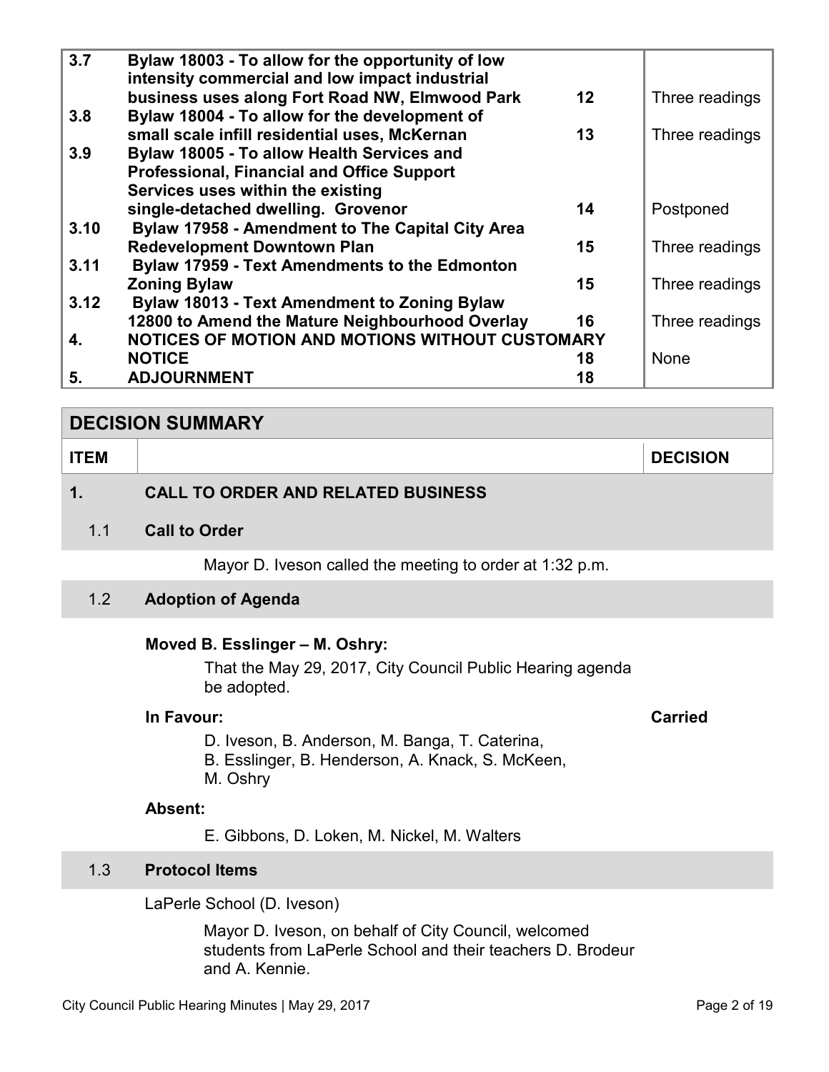| | | | |
|---|---|---|---|
| **3.7** | **Bylaw 18003 - To allow for the opportunity of low intensity commercial and low impact industrial business uses along Fort Road NW, Elmwood Park** | **12** | Three readings |
| **3.8** | **Bylaw 18004 - To allow for the development of small scale infill residential uses, McKernan** | **13** | Three readings |
| **3.9** | **Bylaw 18005 - To allow Health Services and Professional, Financial and Office Support Services uses within the existing single-detached dwelling. Grovenor** | **14** | Postponed |
| **3.10** | **Bylaw 17958 - Amendment to The Capital City Area Redevelopment Downtown Plan** | **15** | Three readings |
| **3.11** | **Bylaw 17959 - Text Amendments to the Edmonton Zoning Bylaw** | **15** | Three readings |
| **3.12** | **Bylaw 18013 - Text Amendment to Zoning Bylaw 12800 to Amend the Mature Neighbourhood Overlay** | **16** | Three readings |
| **4.** | **NOTICES OF MOTION AND MOTIONS WITHOUT CUSTOMARY NOTICE** | **18** | None |
| **5.** | **ADJOURNMENT** | **18** | |

## DECISION SUMMARY

| ITEM | | DECISION |
|---|---|---|

## 1. CALL TO ORDER AND RELATED BUSINESS

### 1.1 Call to Order

Mayor D. Iveson called the meeting to order at 1:32 p.m.

### 1.2 Adoption of Agenda

**Moved B. Esslinger – M. Oshry:**

That the May 29, 2017, City Council Public Hearing agenda be adopted.

**In Favour:** **Carried**

D. Iveson, B. Anderson, M. Banga, T. Caterina, B. Esslinger, B. Henderson, A. Knack, S. McKeen, M. Oshry

**Absent:**

E. Gibbons, D. Loken, M. Nickel, M. Walters

### 1.3 Protocol Items

LaPerle School (D. Iveson)

Mayor D. Iveson, on behalf of City Council, welcomed students from LaPerle School and their teachers D. Brodeur and A. Kennie.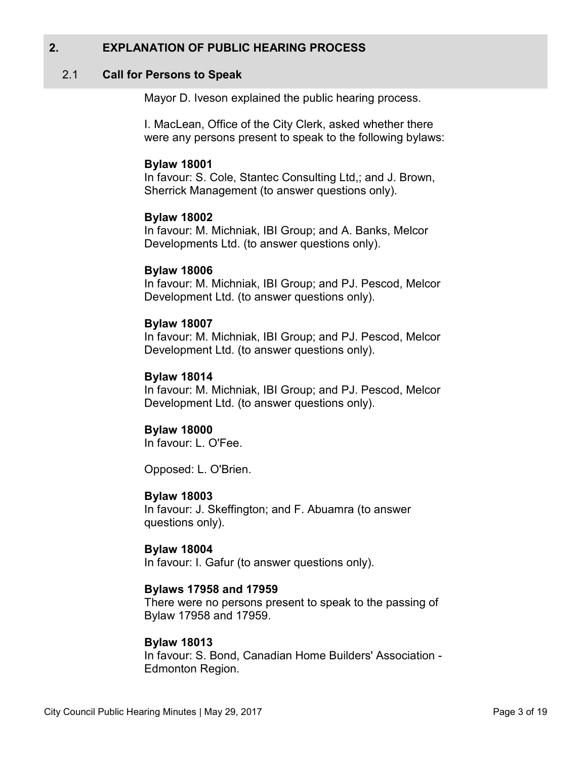## 2. EXPLANATION OF PUBLIC HEARING PROCESS

### 2.1 Call for Persons to Speak

Mayor D. Iveson explained the public hearing process.

I. MacLean, Office of the City Clerk, asked whether there were any persons present to speak to the following bylaws:

**Bylaw 18001**
In favour: S. Cole, Stantec Consulting Ltd,; and J. Brown, Sherrick Management (to answer questions only).

**Bylaw 18002**
In favour: M. Michniak, IBI Group; and A. Banks, Melcor Developments Ltd. (to answer questions only).

**Bylaw 18006**
In favour: M. Michniak, IBI Group; and PJ. Pescod, Melcor Development Ltd. (to answer questions only).

**Bylaw 18007**
In favour: M. Michniak, IBI Group; and PJ. Pescod, Melcor Development Ltd. (to answer questions only).

**Bylaw 18014**
In favour: M. Michniak, IBI Group; and PJ. Pescod, Melcor Development Ltd. (to answer questions only).

**Bylaw 18000**
In favour: L. O'Fee.

Opposed: L. O'Brien.

**Bylaw 18003**
In favour: J. Skeffington; and F. Abuamra (to answer questions only).

**Bylaw 18004**
In favour: I. Gafur (to answer questions only).

**Bylaws 17958 and 17959**
There were no persons present to speak to the passing of Bylaw 17958 and 17959.

**Bylaw 18013**
In favour: S. Bond, Canadian Home Builders' Association - Edmonton Region.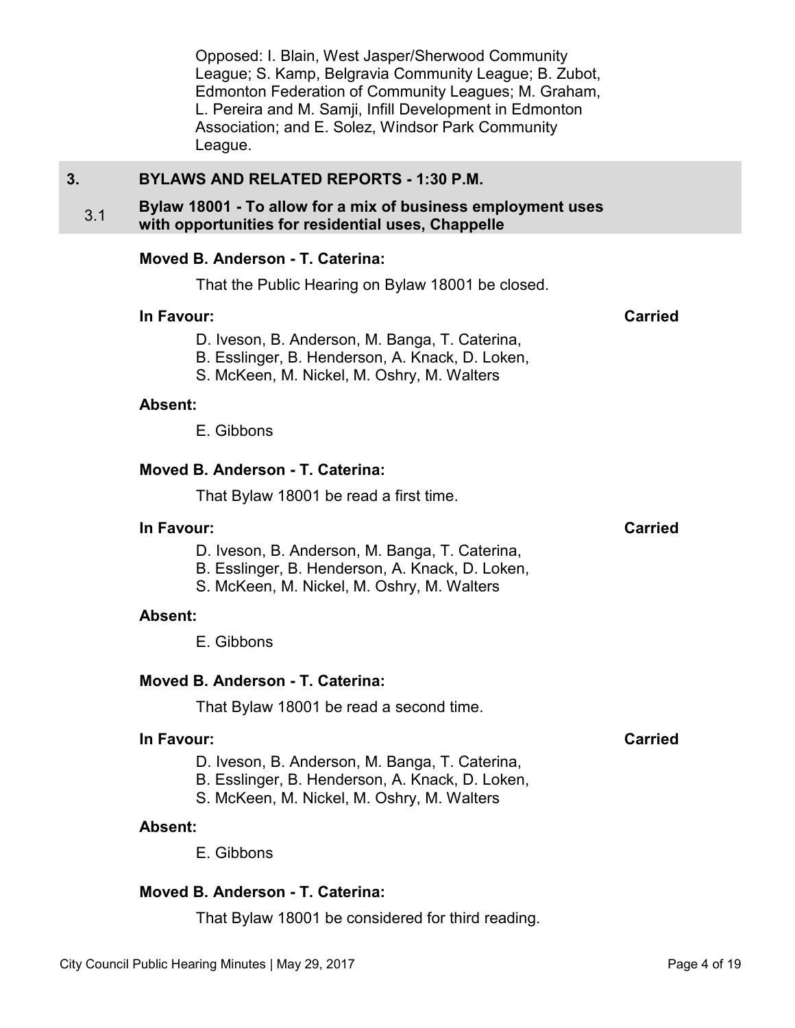Opposed: I. Blain, West Jasper/Sherwood Community League; S. Kamp, Belgravia Community League; B. Zubot, Edmonton Federation of Community Leagues; M. Graham, L. Pereira and M. Samji, Infill Development in Edmonton Association; and E. Solez, Windsor Park Community League.

## 3. BYLAWS AND RELATED REPORTS - 1:30 P.M.

### 3.1 Bylaw 18001 - To allow for a mix of business employment uses with opportunities for residential uses, Chappelle

**Moved B. Anderson - T. Caterina:**

That the Public Hearing on Bylaw 18001 be closed.

**In Favour:** **Carried**

D. Iveson, B. Anderson, M. Banga, T. Caterina, B. Esslinger, B. Henderson, A. Knack, D. Loken, S. McKeen, M. Nickel, M. Oshry, M. Walters

**Absent:**

E. Gibbons

**Moved B. Anderson - T. Caterina:**

That Bylaw 18001 be read a first time.

**In Favour:** **Carried**

D. Iveson, B. Anderson, M. Banga, T. Caterina, B. Esslinger, B. Henderson, A. Knack, D. Loken, S. McKeen, M. Nickel, M. Oshry, M. Walters

**Absent:**

E. Gibbons

**Moved B. Anderson - T. Caterina:**

That Bylaw 18001 be read a second time.

**In Favour:** **Carried**

D. Iveson, B. Anderson, M. Banga, T. Caterina, B. Esslinger, B. Henderson, A. Knack, D. Loken, S. McKeen, M. Nickel, M. Oshry, M. Walters

**Absent:**

E. Gibbons

**Moved B. Anderson - T. Caterina:**

That Bylaw 18001 be considered for third reading.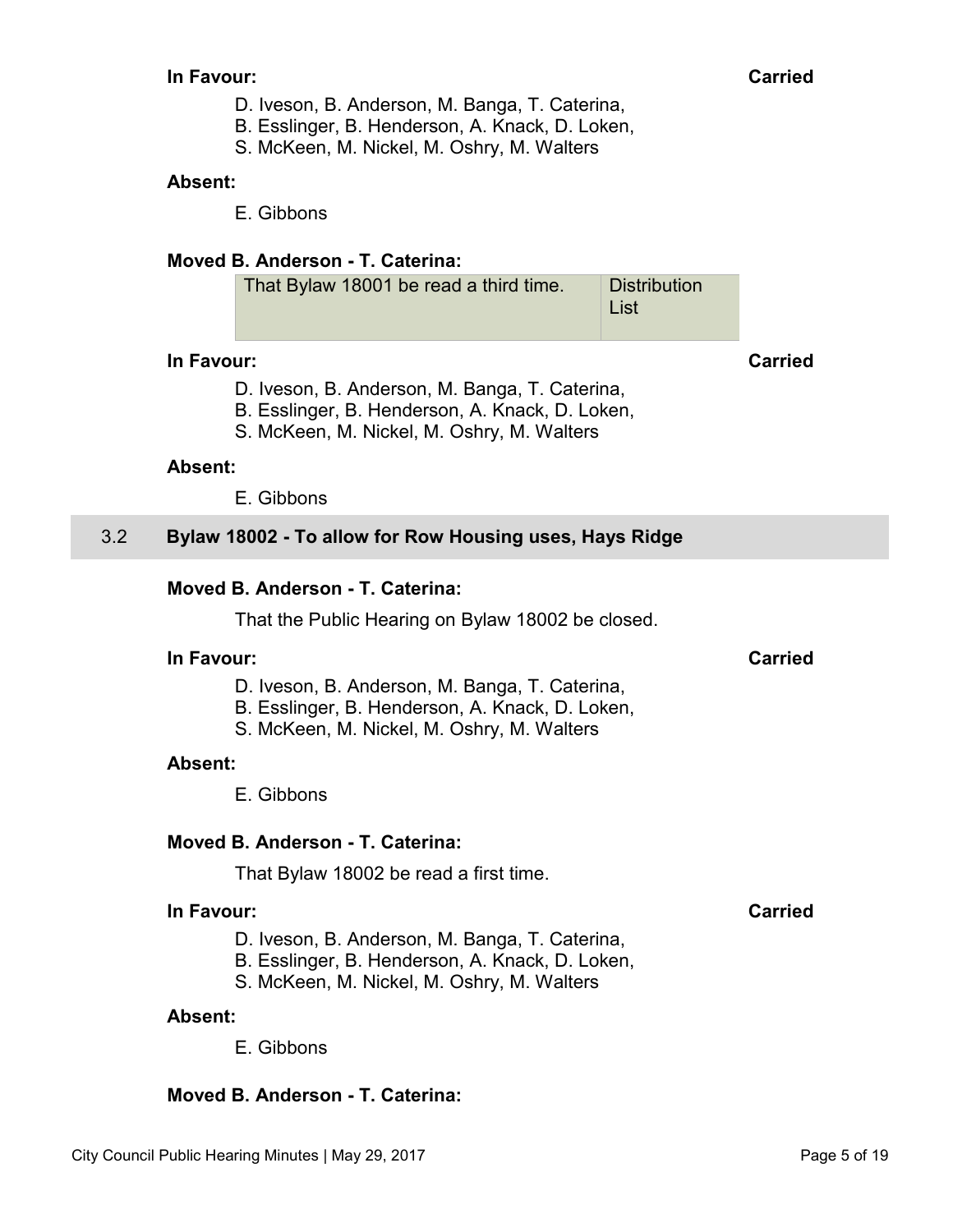**In Favour:** **Carried**

D. Iveson, B. Anderson, M. Banga, T. Caterina,
B. Esslinger, B. Henderson, A. Knack, D. Loken,
S. McKeen, M. Nickel, M. Oshry, M. Walters

**Absent:**

E. Gibbons

**Moved B. Anderson - T. Caterina:**

| That Bylaw 18001 be read a third time. | Distribution List |
|---|---|

**In Favour:** **Carried**

D. Iveson, B. Anderson, M. Banga, T. Caterina,
B. Esslinger, B. Henderson, A. Knack, D. Loken,
S. McKeen, M. Nickel, M. Oshry, M. Walters

**Absent:**

E. Gibbons

## 3.2 Bylaw 18002 - To allow for Row Housing uses, Hays Ridge

**Moved B. Anderson - T. Caterina:**

That the Public Hearing on Bylaw 18002 be closed.

**In Favour:** **Carried**

D. Iveson, B. Anderson, M. Banga, T. Caterina,
B. Esslinger, B. Henderson, A. Knack, D. Loken,
S. McKeen, M. Nickel, M. Oshry, M. Walters

**Absent:**

E. Gibbons

**Moved B. Anderson - T. Caterina:**

That Bylaw 18002 be read a first time.

**In Favour:** **Carried**

D. Iveson, B. Anderson, M. Banga, T. Caterina,
B. Esslinger, B. Henderson, A. Knack, D. Loken,
S. McKeen, M. Nickel, M. Oshry, M. Walters

**Absent:**

E. Gibbons

**Moved B. Anderson - T. Caterina:**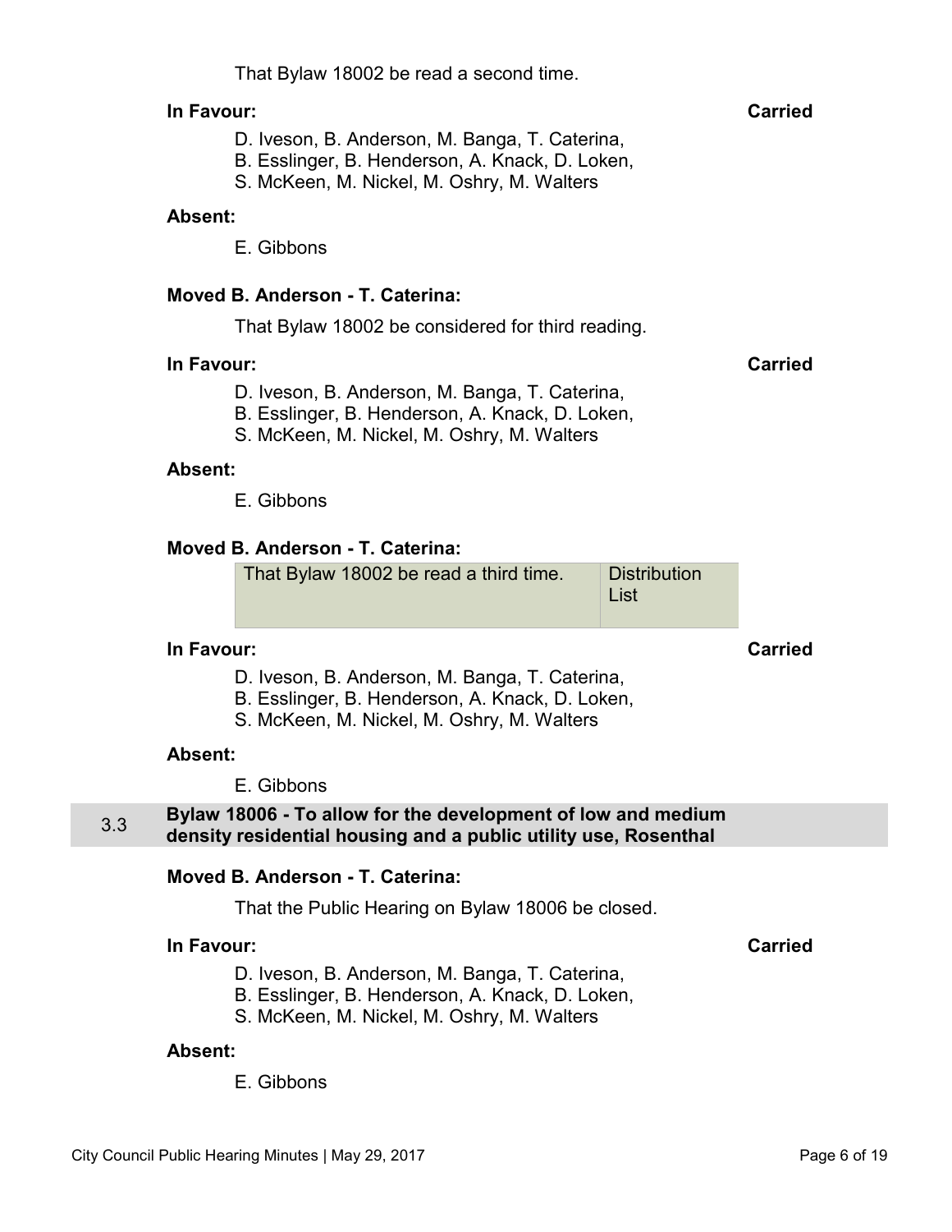That Bylaw 18002 be read a second time.

**In Favour:** **Carried**

D. Iveson, B. Anderson, M. Banga, T. Caterina,
B. Esslinger, B. Henderson, A. Knack, D. Loken,
S. McKeen, M. Nickel, M. Oshry, M. Walters

**Absent:**

E. Gibbons

**Moved B. Anderson - T. Caterina:**

That Bylaw 18002 be considered for third reading.

**In Favour:** **Carried**

D. Iveson, B. Anderson, M. Banga, T. Caterina,
B. Esslinger, B. Henderson, A. Knack, D. Loken,
S. McKeen, M. Nickel, M. Oshry, M. Walters

**Absent:**

E. Gibbons

**Moved B. Anderson - T. Caterina:**

| That Bylaw 18002 be read a third time. | Distribution List |
|---|---|

**In Favour:** **Carried**

D. Iveson, B. Anderson, M. Banga, T. Caterina,
B. Esslinger, B. Henderson, A. Knack, D. Loken,
S. McKeen, M. Nickel, M. Oshry, M. Walters

**Absent:**

E. Gibbons

## 3.3 Bylaw 18006 - To allow for the development of low and medium density residential housing and a public utility use, Rosenthal

**Moved B. Anderson - T. Caterina:**

That the Public Hearing on Bylaw 18006 be closed.

**In Favour:** **Carried**

D. Iveson, B. Anderson, M. Banga, T. Caterina,
B. Esslinger, B. Henderson, A. Knack, D. Loken,
S. McKeen, M. Nickel, M. Oshry, M. Walters

**Absent:**

E. Gibbons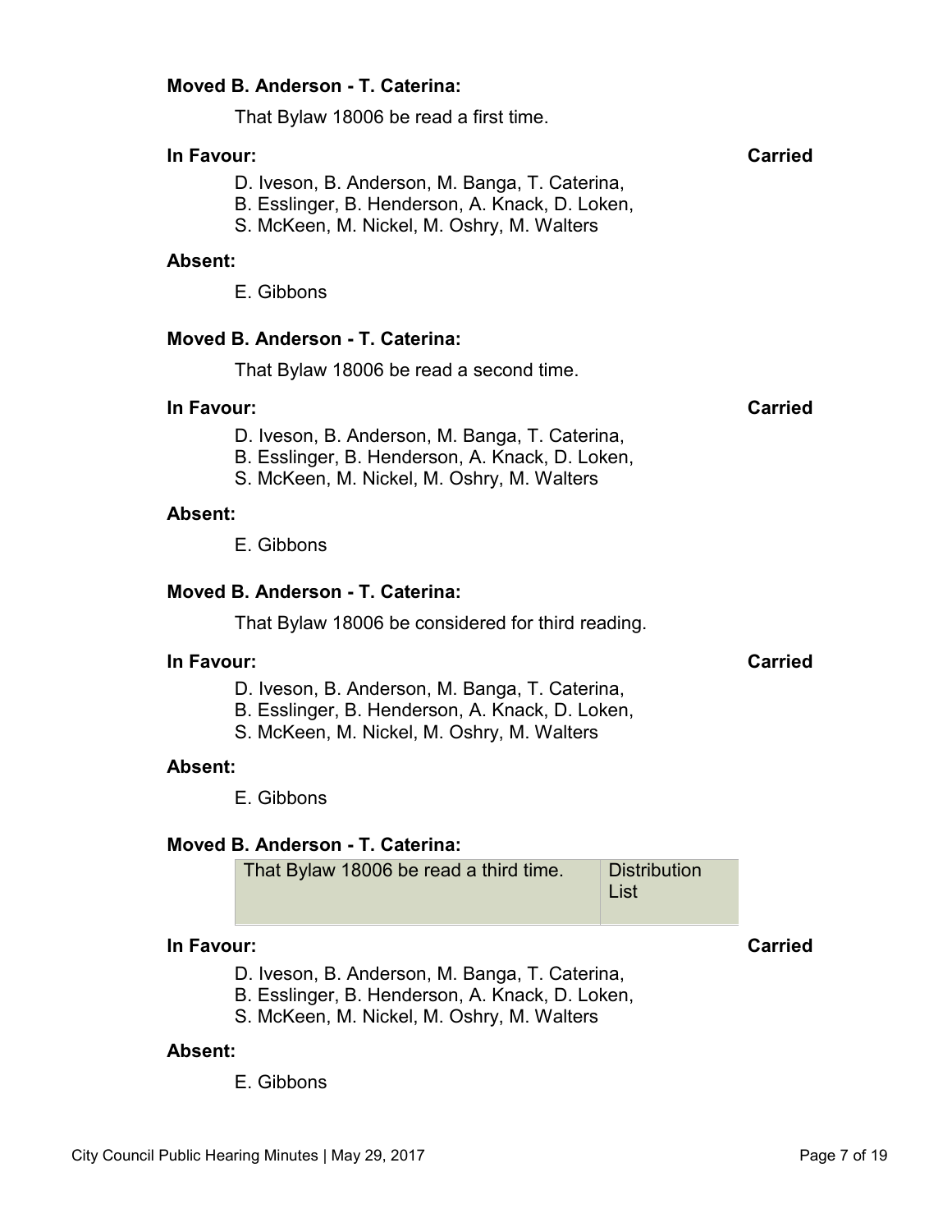**Moved B. Anderson - T. Caterina:**

That Bylaw 18006 be read a first time.

**In Favour:** **Carried**

D. Iveson, B. Anderson, M. Banga, T. Caterina,
B. Esslinger, B. Henderson, A. Knack, D. Loken,
S. McKeen, M. Nickel, M. Oshry, M. Walters

**Absent:**

E. Gibbons

**Moved B. Anderson - T. Caterina:**

That Bylaw 18006 be read a second time.

**In Favour:** **Carried**

D. Iveson, B. Anderson, M. Banga, T. Caterina,
B. Esslinger, B. Henderson, A. Knack, D. Loken,
S. McKeen, M. Nickel, M. Oshry, M. Walters

**Absent:**

E. Gibbons

**Moved B. Anderson - T. Caterina:**

That Bylaw 18006 be considered for third reading.

**In Favour:** **Carried**

D. Iveson, B. Anderson, M. Banga, T. Caterina,
B. Esslinger, B. Henderson, A. Knack, D. Loken,
S. McKeen, M. Nickel, M. Oshry, M. Walters

**Absent:**

E. Gibbons

**Moved B. Anderson - T. Caterina:**

| That Bylaw 18006 be read a third time. | Distribution List |
|---|---|

**In Favour:** **Carried**

D. Iveson, B. Anderson, M. Banga, T. Caterina,
B. Esslinger, B. Henderson, A. Knack, D. Loken,
S. McKeen, M. Nickel, M. Oshry, M. Walters

**Absent:**

E. Gibbons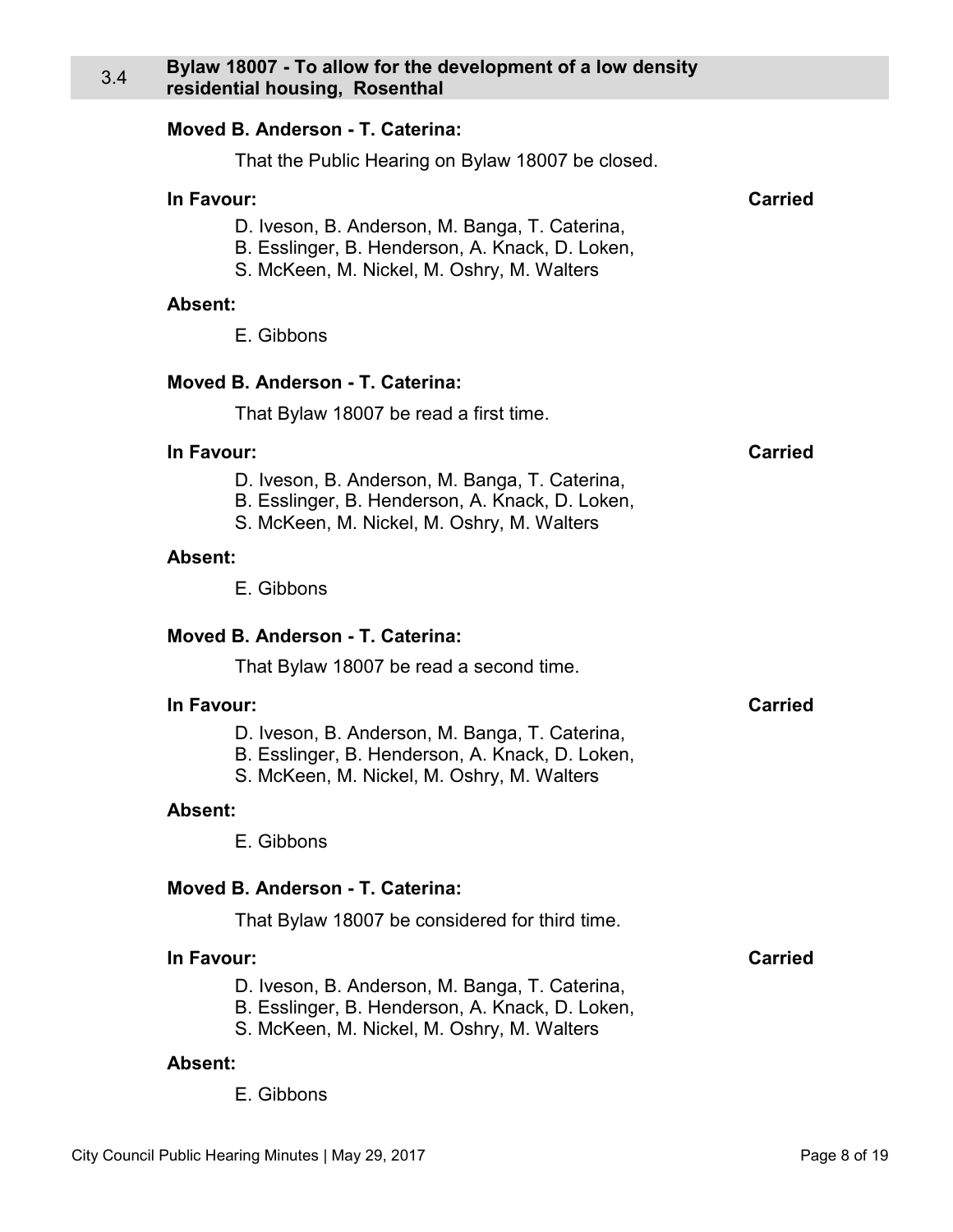### 3.4 Bylaw 18007 - To allow for the development of a low density residential housing, Rosenthal

**Moved B. Anderson - T. Caterina:**

That the Public Hearing on Bylaw 18007 be closed.

**In Favour:** **Carried**

D. Iveson, B. Anderson, M. Banga, T. Caterina,
B. Esslinger, B. Henderson, A. Knack, D. Loken,
S. McKeen, M. Nickel, M. Oshry, M. Walters

**Absent:**

E. Gibbons

**Moved B. Anderson - T. Caterina:**

That Bylaw 18007 be read a first time.

**In Favour:** **Carried**

D. Iveson, B. Anderson, M. Banga, T. Caterina,
B. Esslinger, B. Henderson, A. Knack, D. Loken,
S. McKeen, M. Nickel, M. Oshry, M. Walters

**Absent:**

E. Gibbons

**Moved B. Anderson - T. Caterina:**

That Bylaw 18007 be read a second time.

**In Favour:** **Carried**

D. Iveson, B. Anderson, M. Banga, T. Caterina,
B. Esslinger, B. Henderson, A. Knack, D. Loken,
S. McKeen, M. Nickel, M. Oshry, M. Walters

**Absent:**

E. Gibbons

**Moved B. Anderson - T. Caterina:**

That Bylaw 18007 be considered for third time.

**In Favour:** **Carried**

D. Iveson, B. Anderson, M. Banga, T. Caterina,
B. Esslinger, B. Henderson, A. Knack, D. Loken,
S. McKeen, M. Nickel, M. Oshry, M. Walters

**Absent:**

E. Gibbons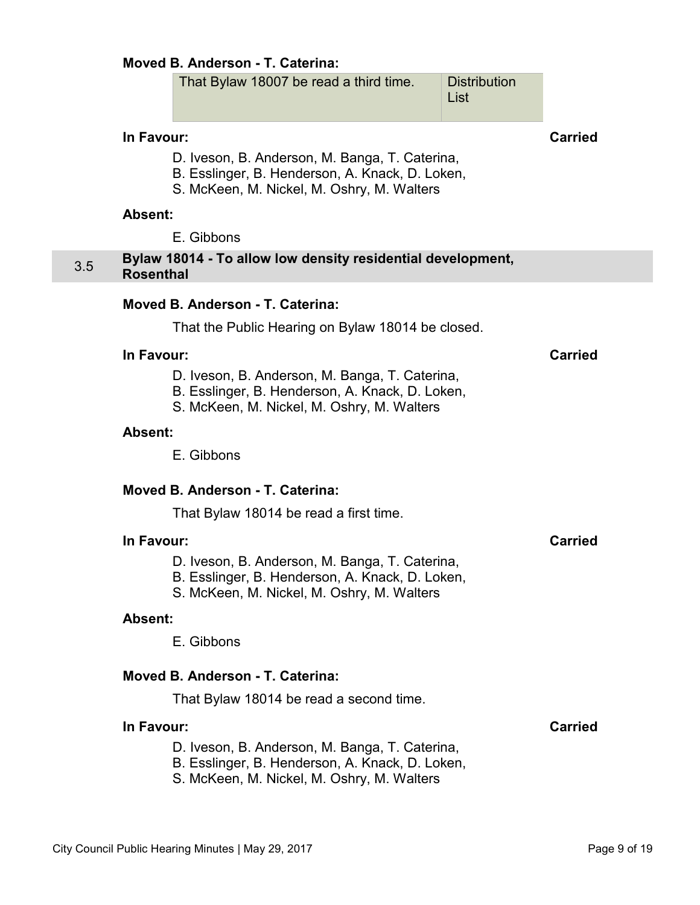**Moved B. Anderson - T. Caterina:**

| That Bylaw 18007 be read a third time. | Distribution List |
|---|---|

**In Favour:** **Carried**

D. Iveson, B. Anderson, M. Banga, T. Caterina,
B. Esslinger, B. Henderson, A. Knack, D. Loken,
S. McKeen, M. Nickel, M. Oshry, M. Walters

**Absent:**

E. Gibbons

## 3.5 Bylaw 18014 - To allow low density residential development, Rosenthal

**Moved B. Anderson - T. Caterina:**

That the Public Hearing on Bylaw 18014 be closed.

**In Favour:** **Carried**

D. Iveson, B. Anderson, M. Banga, T. Caterina,
B. Esslinger, B. Henderson, A. Knack, D. Loken,
S. McKeen, M. Nickel, M. Oshry, M. Walters

**Absent:**

E. Gibbons

**Moved B. Anderson - T. Caterina:**

That Bylaw 18014 be read a first time.

**In Favour:** **Carried**

D. Iveson, B. Anderson, M. Banga, T. Caterina,
B. Esslinger, B. Henderson, A. Knack, D. Loken,
S. McKeen, M. Nickel, M. Oshry, M. Walters

**Absent:**

E. Gibbons

**Moved B. Anderson - T. Caterina:**

That Bylaw 18014 be read a second time.

**In Favour:** **Carried**

D. Iveson, B. Anderson, M. Banga, T. Caterina,
B. Esslinger, B. Henderson, A. Knack, D. Loken,
S. McKeen, M. Nickel, M. Oshry, M. Walters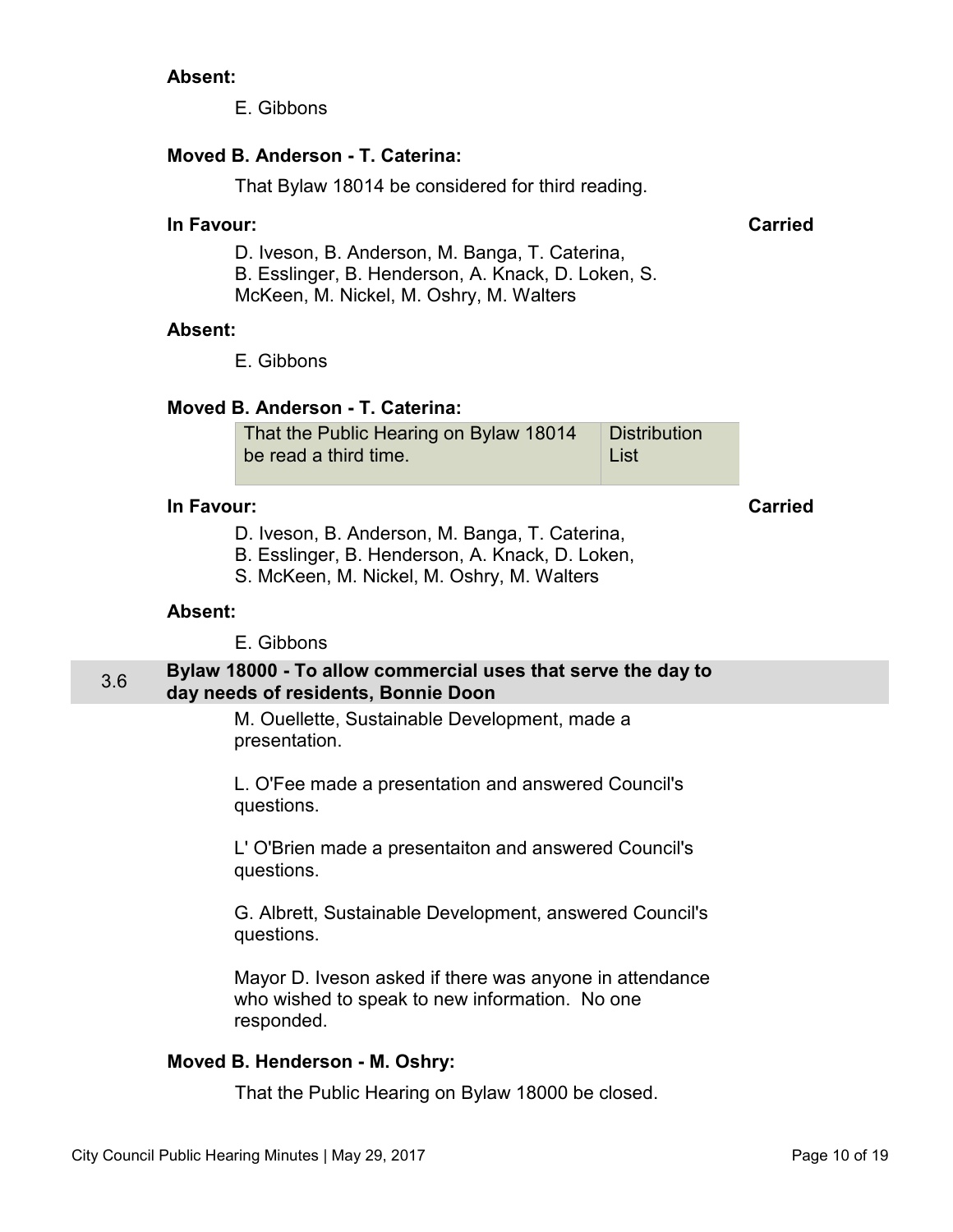**Absent:**

E. Gibbons

**Moved B. Anderson - T. Caterina:**

That Bylaw 18014 be considered for third reading.

**In Favour:** **Carried**

D. Iveson, B. Anderson, M. Banga, T. Caterina, B. Esslinger, B. Henderson, A. Knack, D. Loken, S. McKeen, M. Nickel, M. Oshry, M. Walters

**Absent:**

E. Gibbons

**Moved B. Anderson - T. Caterina:**

| That the Public Hearing on Bylaw 18014 be read a third time. | Distribution List |
|---|---|

**In Favour:** **Carried**

D. Iveson, B. Anderson, M. Banga, T. Caterina, B. Esslinger, B. Henderson, A. Knack, D. Loken, S. McKeen, M. Nickel, M. Oshry, M. Walters

**Absent:**

E. Gibbons

## 3.6 Bylaw 18000 - To allow commercial uses that serve the day to day needs of residents, Bonnie Doon

M. Ouellette, Sustainable Development, made a presentation.

L. O'Fee made a presentation and answered Council's questions.

L' O'Brien made a presentaiton and answered Council's questions.

G. Albrett, Sustainable Development, answered Council's questions.

Mayor D. Iveson asked if there was anyone in attendance who wished to speak to new information. No one responded.

**Moved B. Henderson - M. Oshry:**

That the Public Hearing on Bylaw 18000 be closed.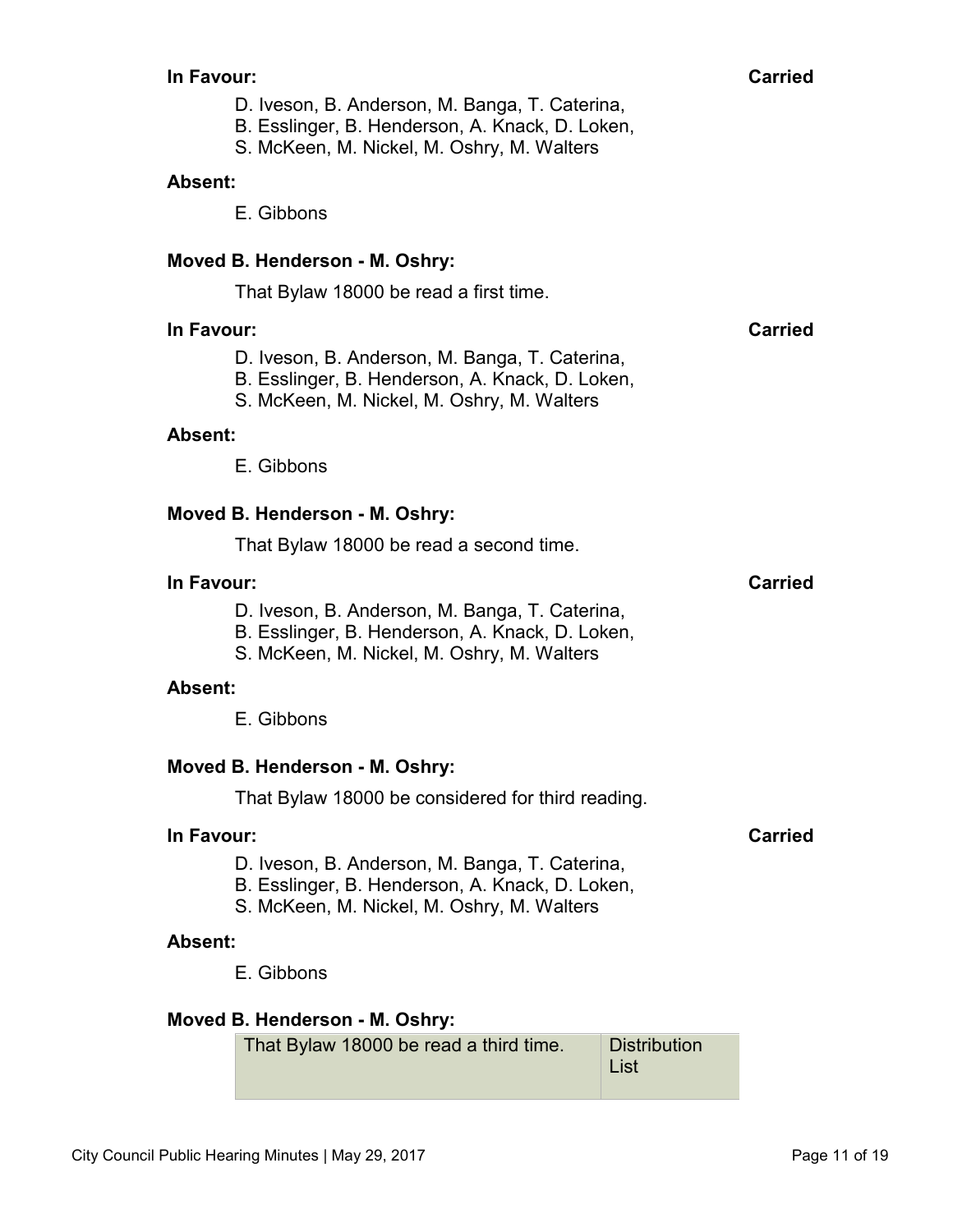**In Favour:** **Carried**

D. Iveson, B. Anderson, M. Banga, T. Caterina,
B. Esslinger, B. Henderson, A. Knack, D. Loken,
S. McKeen, M. Nickel, M. Oshry, M. Walters

**Absent:**

E. Gibbons

**Moved B. Henderson - M. Oshry:**

That Bylaw 18000 be read a first time.

**In Favour:** **Carried**

D. Iveson, B. Anderson, M. Banga, T. Caterina,
B. Esslinger, B. Henderson, A. Knack, D. Loken,
S. McKeen, M. Nickel, M. Oshry, M. Walters

**Absent:**

E. Gibbons

**Moved B. Henderson - M. Oshry:**

That Bylaw 18000 be read a second time.

**In Favour:** **Carried**

D. Iveson, B. Anderson, M. Banga, T. Caterina,
B. Esslinger, B. Henderson, A. Knack, D. Loken,
S. McKeen, M. Nickel, M. Oshry, M. Walters

**Absent:**

E. Gibbons

**Moved B. Henderson - M. Oshry:**

That Bylaw 18000 be considered for third reading.

**In Favour:** **Carried**

D. Iveson, B. Anderson, M. Banga, T. Caterina,
B. Esslinger, B. Henderson, A. Knack, D. Loken,
S. McKeen, M. Nickel, M. Oshry, M. Walters

**Absent:**

E. Gibbons

**Moved B. Henderson - M. Oshry:**

| That Bylaw 18000 be read a third time. | Distribution List |
|---|---|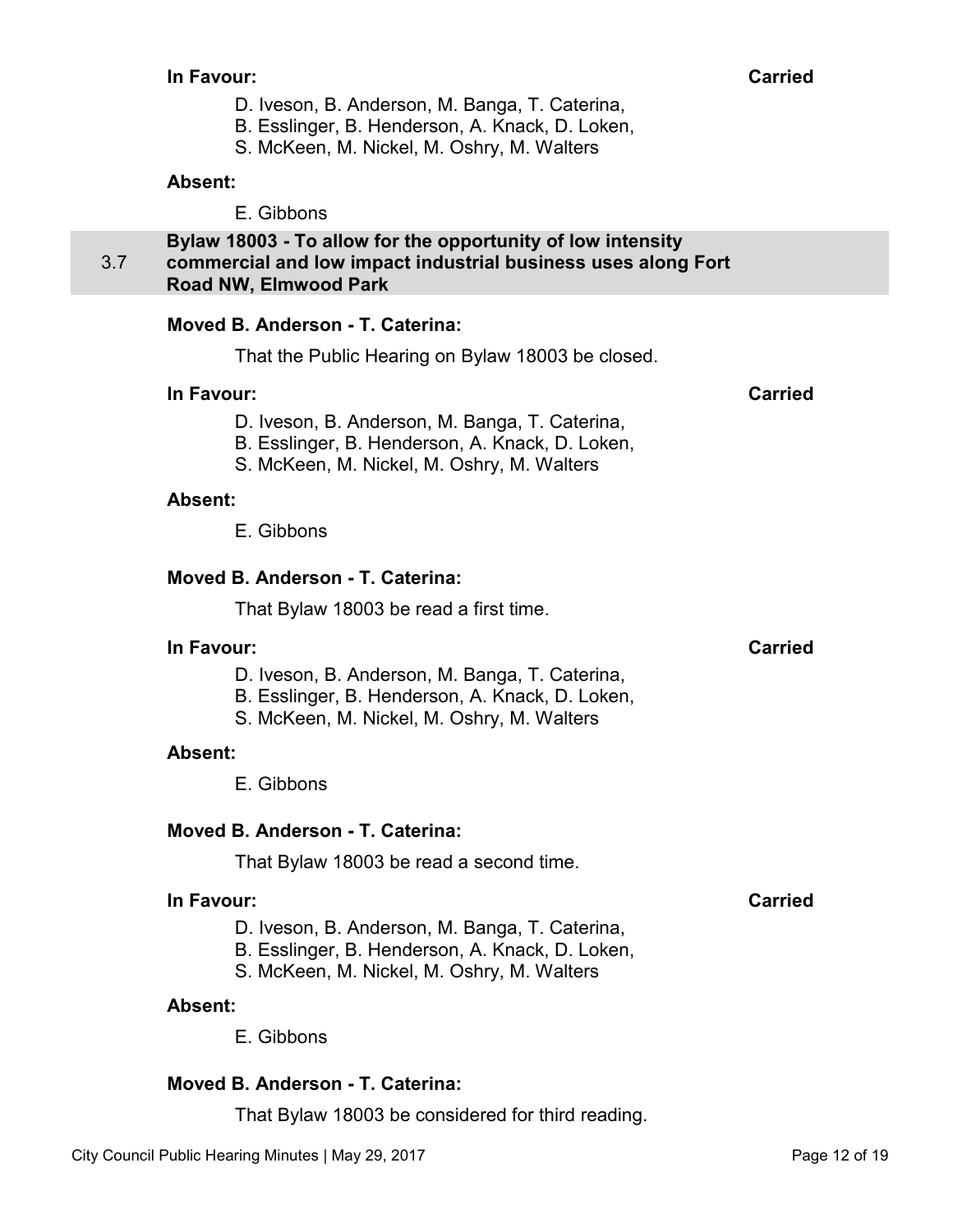**In Favour:** **Carried**

D. Iveson, B. Anderson, M. Banga, T. Caterina,
B. Esslinger, B. Henderson, A. Knack, D. Loken,
S. McKeen, M. Nickel, M. Oshry, M. Walters

**Absent:**

E. Gibbons

## 3.7 Bylaw 18003 - To allow for the opportunity of low intensity commercial and low impact industrial business uses along Fort Road NW, Elmwood Park

**Moved B. Anderson - T. Caterina:**

That the Public Hearing on Bylaw 18003 be closed.

**In Favour:** **Carried**

D. Iveson, B. Anderson, M. Banga, T. Caterina,
B. Esslinger, B. Henderson, A. Knack, D. Loken,
S. McKeen, M. Nickel, M. Oshry, M. Walters

**Absent:**

E. Gibbons

**Moved B. Anderson - T. Caterina:**

That Bylaw 18003 be read a first time.

**In Favour:** **Carried**

D. Iveson, B. Anderson, M. Banga, T. Caterina,
B. Esslinger, B. Henderson, A. Knack, D. Loken,
S. McKeen, M. Nickel, M. Oshry, M. Walters

**Absent:**

E. Gibbons

**Moved B. Anderson - T. Caterina:**

That Bylaw 18003 be read a second time.

**In Favour:** **Carried**

D. Iveson, B. Anderson, M. Banga, T. Caterina,
B. Esslinger, B. Henderson, A. Knack, D. Loken,
S. McKeen, M. Nickel, M. Oshry, M. Walters

**Absent:**

E. Gibbons

**Moved B. Anderson - T. Caterina:**

That Bylaw 18003 be considered for third reading.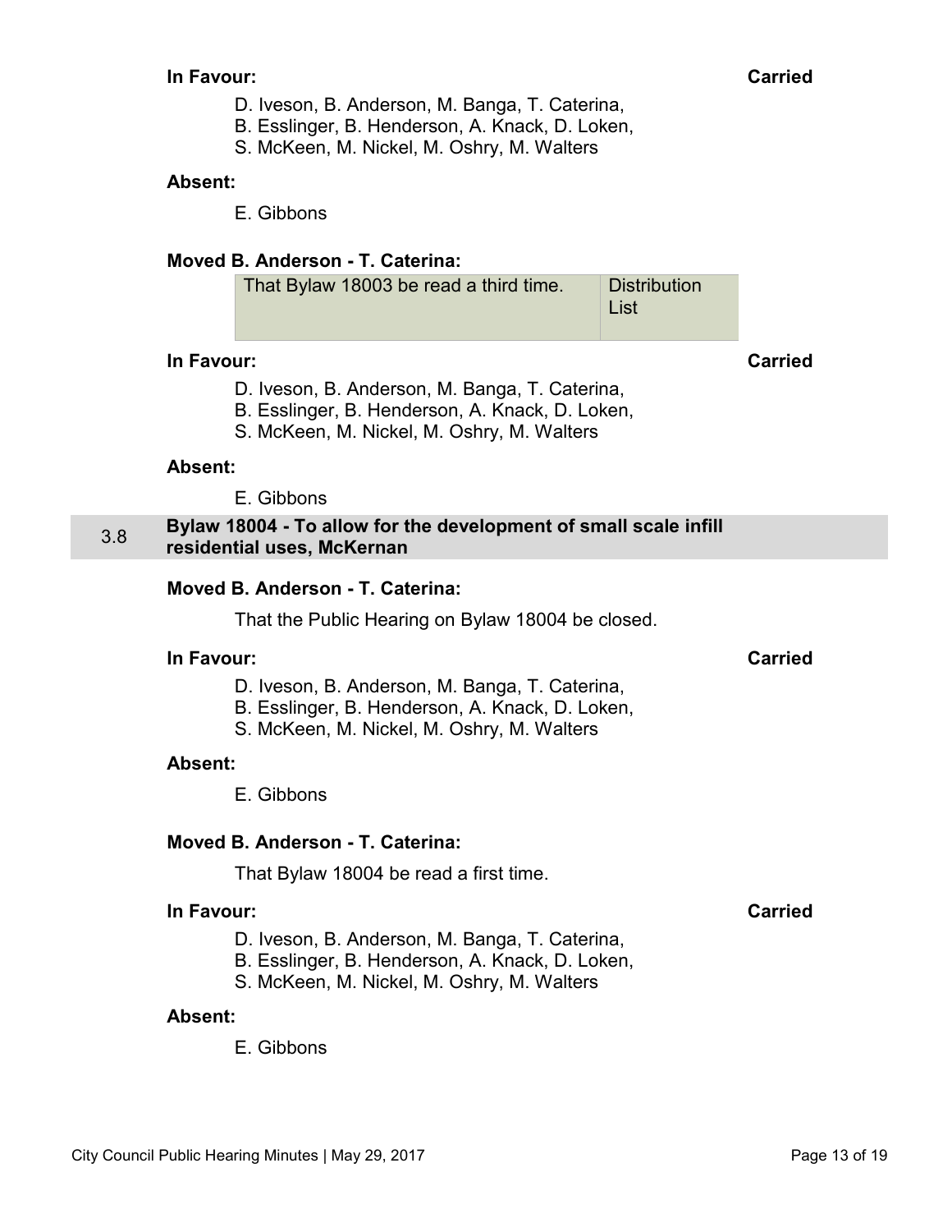**In Favour:** **Carried**

D. Iveson, B. Anderson, M. Banga, T. Caterina,
B. Esslinger, B. Henderson, A. Knack, D. Loken,
S. McKeen, M. Nickel, M. Oshry, M. Walters

**Absent:**

E. Gibbons

**Moved B. Anderson - T. Caterina:**

| That Bylaw 18003 be read a third time. | Distribution List |
|---|---|

**In Favour:** **Carried**

D. Iveson, B. Anderson, M. Banga, T. Caterina,
B. Esslinger, B. Henderson, A. Knack, D. Loken,
S. McKeen, M. Nickel, M. Oshry, M. Walters

**Absent:**

E. Gibbons

## 3.8 Bylaw 18004 - To allow for the development of small scale infill residential uses, McKernan

**Moved B. Anderson - T. Caterina:**

That the Public Hearing on Bylaw 18004 be closed.

**In Favour:** **Carried**

D. Iveson, B. Anderson, M. Banga, T. Caterina,
B. Esslinger, B. Henderson, A. Knack, D. Loken,
S. McKeen, M. Nickel, M. Oshry, M. Walters

**Absent:**

E. Gibbons

**Moved B. Anderson - T. Caterina:**

That Bylaw 18004 be read a first time.

**In Favour:** **Carried**

D. Iveson, B. Anderson, M. Banga, T. Caterina,
B. Esslinger, B. Henderson, A. Knack, D. Loken,
S. McKeen, M. Nickel, M. Oshry, M. Walters

**Absent:**

E. Gibbons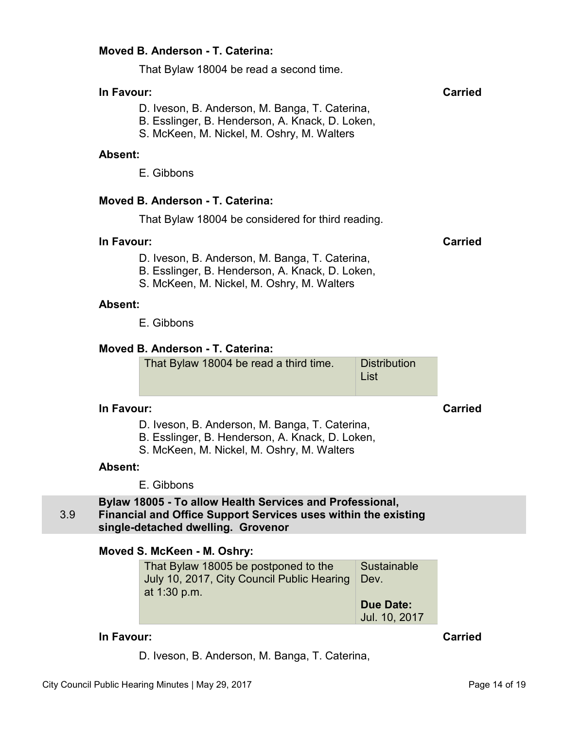**Moved B. Anderson - T. Caterina:**

That Bylaw 18004 be read a second time.

**In Favour:** **Carried**

D. Iveson, B. Anderson, M. Banga, T. Caterina,
B. Esslinger, B. Henderson, A. Knack, D. Loken,
S. McKeen, M. Nickel, M. Oshry, M. Walters

**Absent:**

E. Gibbons

**Moved B. Anderson - T. Caterina:**

That Bylaw 18004 be considered for third reading.

**In Favour:** **Carried**

D. Iveson, B. Anderson, M. Banga, T. Caterina,
B. Esslinger, B. Henderson, A. Knack, D. Loken,
S. McKeen, M. Nickel, M. Oshry, M. Walters

**Absent:**

E. Gibbons

**Moved B. Anderson - T. Caterina:**

| That Bylaw 18004 be read a third time. | Distribution List |
|---|---|

**In Favour:** **Carried**

D. Iveson, B. Anderson, M. Banga, T. Caterina,
B. Esslinger, B. Henderson, A. Knack, D. Loken,
S. McKeen, M. Nickel, M. Oshry, M. Walters

**Absent:**

E. Gibbons

## 3.9 Bylaw 18005 - To allow Health Services and Professional, Financial and Office Support Services uses within the existing single-detached dwelling. Grovenor

**Moved S. McKeen - M. Oshry:**

| That Bylaw 18005 be postponed to the July 10, 2017, City Council Public Hearing at 1:30 p.m. | Sustainable Dev.<br><br>**Due Date:** Jul. 10, 2017 |
|---|---|

**In Favour:** **Carried**

D. Iveson, B. Anderson, M. Banga, T. Caterina,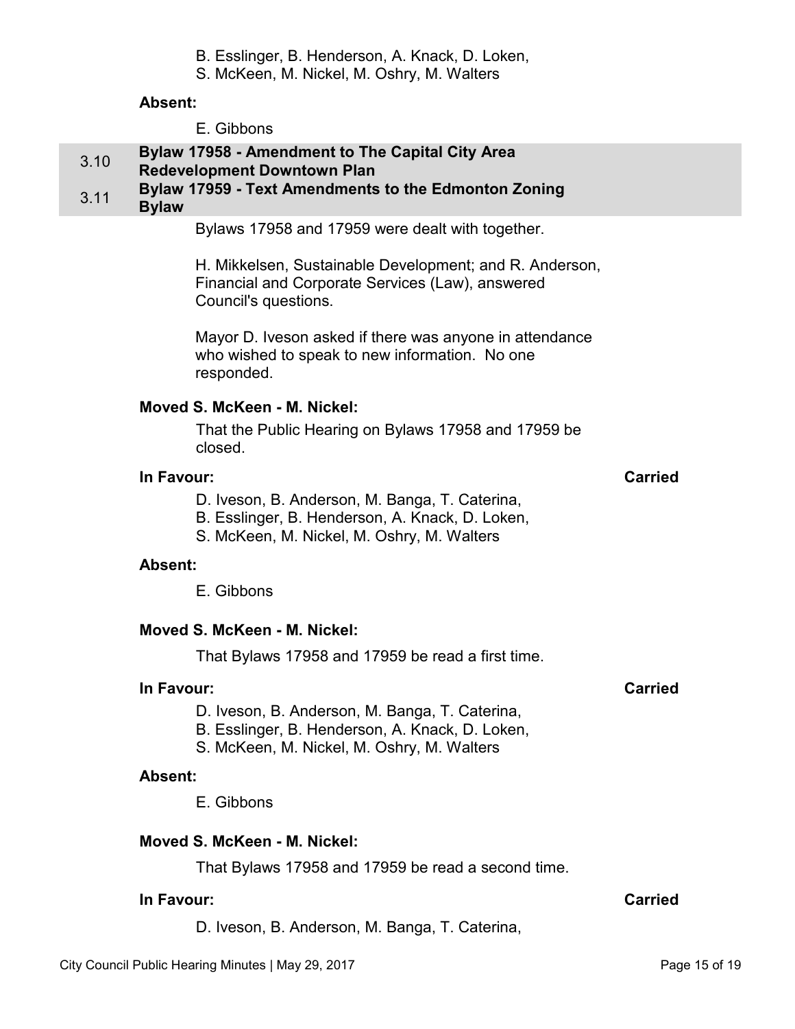B. Esslinger, B. Henderson, A. Knack, D. Loken,
S. McKeen, M. Nickel, M. Oshry, M. Walters

**Absent:**

E. Gibbons

### 3.10 Bylaw 17958 - Amendment to The Capital City Area Redevelopment Downtown Plan

### 3.11 Bylaw 17959 - Text Amendments to the Edmonton Zoning Bylaw

Bylaws 17958 and 17959 were dealt with together.

H. Mikkelsen, Sustainable Development; and R. Anderson, Financial and Corporate Services (Law), answered Council's questions.

Mayor D. Iveson asked if there was anyone in attendance who wished to speak to new information. No one responded.

**Moved S. McKeen - M. Nickel:**

That the Public Hearing on Bylaws 17958 and 17959 be closed.

**In Favour:** **Carried**

D. Iveson, B. Anderson, M. Banga, T. Caterina,
B. Esslinger, B. Henderson, A. Knack, D. Loken,
S. McKeen, M. Nickel, M. Oshry, M. Walters

**Absent:**

E. Gibbons

**Moved S. McKeen - M. Nickel:**

That Bylaws 17958 and 17959 be read a first time.

**In Favour:** **Carried**

D. Iveson, B. Anderson, M. Banga, T. Caterina,
B. Esslinger, B. Henderson, A. Knack, D. Loken,
S. McKeen, M. Nickel, M. Oshry, M. Walters

**Absent:**

E. Gibbons

**Moved S. McKeen - M. Nickel:**

That Bylaws 17958 and 17959 be read a second time.

**In Favour:** **Carried**

D. Iveson, B. Anderson, M. Banga, T. Caterina,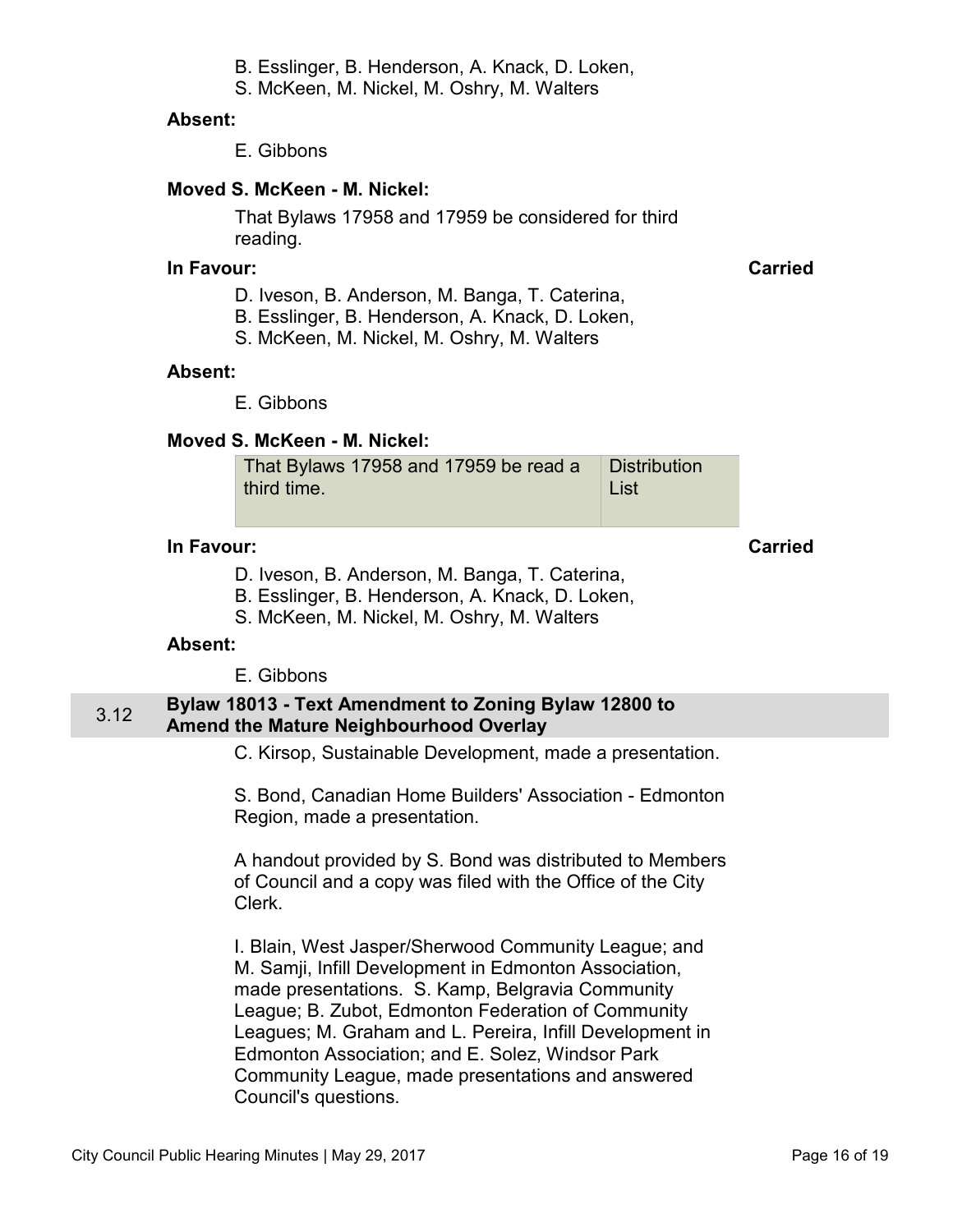B. Esslinger, B. Henderson, A. Knack, D. Loken,
S. McKeen, M. Nickel, M. Oshry, M. Walters

**Absent:**

E. Gibbons

**Moved S. McKeen - M. Nickel:**

That Bylaws 17958 and 17959 be considered for third reading.

**In Favour:** **Carried**

D. Iveson, B. Anderson, M. Banga, T. Caterina,
B. Esslinger, B. Henderson, A. Knack, D. Loken,
S. McKeen, M. Nickel, M. Oshry, M. Walters

**Absent:**

E. Gibbons

**Moved S. McKeen - M. Nickel:**

| That Bylaws 17958 and 17959 be read a third time. | Distribution List |
|---|---|

**In Favour:** **Carried**

D. Iveson, B. Anderson, M. Banga, T. Caterina,
B. Esslinger, B. Henderson, A. Knack, D. Loken,
S. McKeen, M. Nickel, M. Oshry, M. Walters

**Absent:**

E. Gibbons

## 3.12 Bylaw 18013 - Text Amendment to Zoning Bylaw 12800 to Amend the Mature Neighbourhood Overlay

C. Kirsop, Sustainable Development, made a presentation.

S. Bond, Canadian Home Builders' Association - Edmonton Region, made a presentation.

A handout provided by S. Bond was distributed to Members of Council and a copy was filed with the Office of the City Clerk.

I. Blain, West Jasper/Sherwood Community League; and M. Samji, Infill Development in Edmonton Association, made presentations. S. Kamp, Belgravia Community League; B. Zubot, Edmonton Federation of Community Leagues; M. Graham and L. Pereira, Infill Development in Edmonton Association; and E. Solez, Windsor Park Community League, made presentations and answered Council's questions.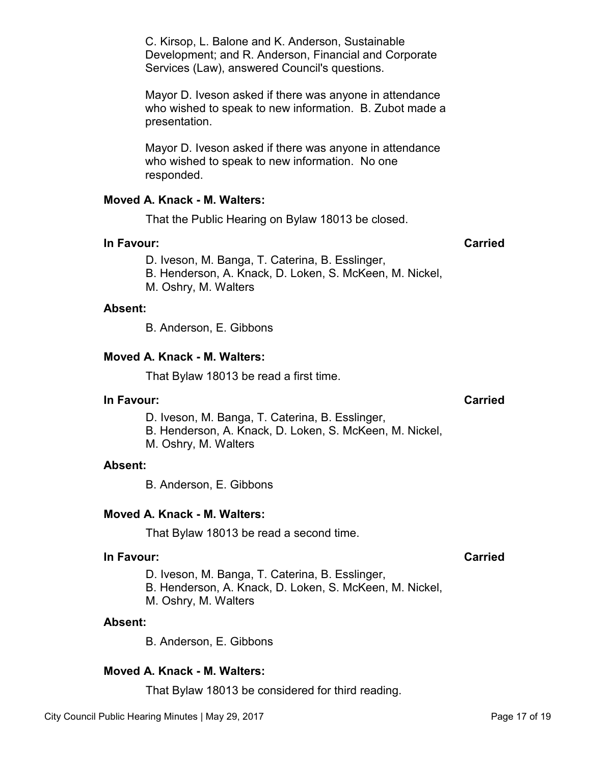C. Kirsop, L. Balone and K. Anderson, Sustainable Development; and R. Anderson, Financial and Corporate Services (Law), answered Council's questions.

Mayor D. Iveson asked if there was anyone in attendance who wished to speak to new information. B. Zubot made a presentation.

Mayor D. Iveson asked if there was anyone in attendance who wished to speak to new information. No one responded.

**Moved A. Knack - M. Walters:**

That the Public Hearing on Bylaw 18013 be closed.

**In Favour:** **Carried**

D. Iveson, M. Banga, T. Caterina, B. Esslinger, B. Henderson, A. Knack, D. Loken, S. McKeen, M. Nickel, M. Oshry, M. Walters

**Absent:**

B. Anderson, E. Gibbons

**Moved A. Knack - M. Walters:**

That Bylaw 18013 be read a first time.

**In Favour:** **Carried**

D. Iveson, M. Banga, T. Caterina, B. Esslinger, B. Henderson, A. Knack, D. Loken, S. McKeen, M. Nickel, M. Oshry, M. Walters

**Absent:**

B. Anderson, E. Gibbons

**Moved A. Knack - M. Walters:**

That Bylaw 18013 be read a second time.

**In Favour:** **Carried**

D. Iveson, M. Banga, T. Caterina, B. Esslinger, B. Henderson, A. Knack, D. Loken, S. McKeen, M. Nickel, M. Oshry, M. Walters

**Absent:**

B. Anderson, E. Gibbons

**Moved A. Knack - M. Walters:**

That Bylaw 18013 be considered for third reading.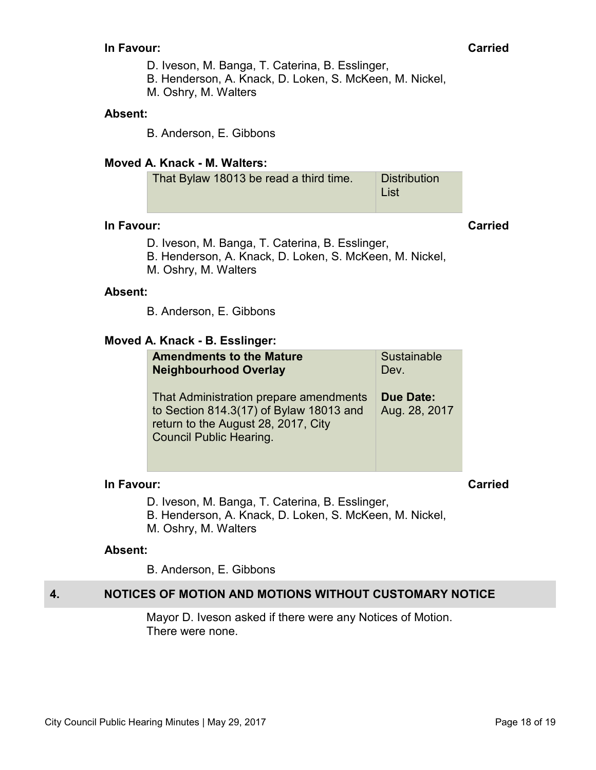**In Favour:** **Carried**

D. Iveson, M. Banga, T. Caterina, B. Esslinger,
B. Henderson, A. Knack, D. Loken, S. McKeen, M. Nickel,
M. Oshry, M. Walters

**Absent:**

B. Anderson, E. Gibbons

**Moved A. Knack - M. Walters:**

| That Bylaw 18013 be read a third time. | Distribution List |
|---|---|

**In Favour:** **Carried**

D. Iveson, M. Banga, T. Caterina, B. Esslinger,
B. Henderson, A. Knack, D. Loken, S. McKeen, M. Nickel,
M. Oshry, M. Walters

**Absent:**

B. Anderson, E. Gibbons

**Moved A. Knack - B. Esslinger:**

| **Amendments to the Mature Neighbourhood Overlay**<br><br>That Administration prepare amendments to Section 814.3(17) of Bylaw 18013 and return to the August 28, 2017, City Council Public Hearing. | Sustainable Dev.<br><br>**Due Date:** Aug. 28, 2017 |
|---|---|

**In Favour:** **Carried**

D. Iveson, M. Banga, T. Caterina, B. Esslinger,
B. Henderson, A. Knack, D. Loken, S. McKeen, M. Nickel,
M. Oshry, M. Walters

**Absent:**

B. Anderson, E. Gibbons

## 4. NOTICES OF MOTION AND MOTIONS WITHOUT CUSTOMARY NOTICE

Mayor D. Iveson asked if there were any Notices of Motion.
There were none.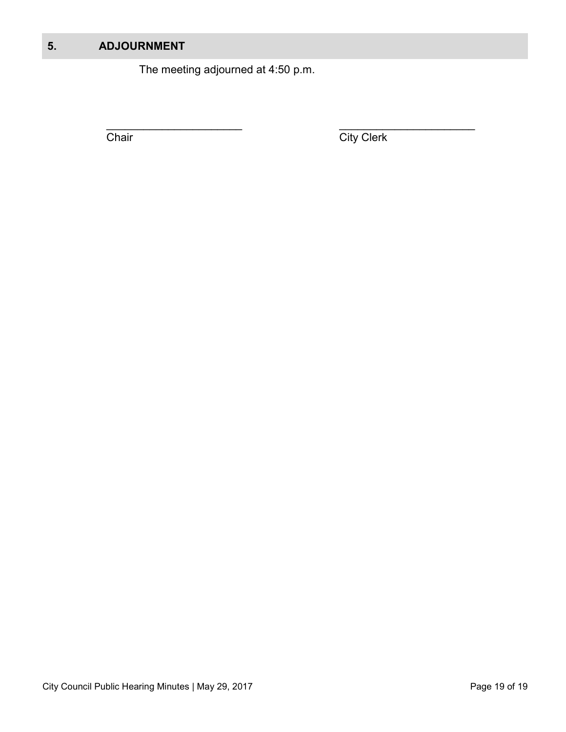## 5. ADJOURNMENT

The meeting adjourned at 4:50 p.m.

______________________ ______________________

Chair City Clerk